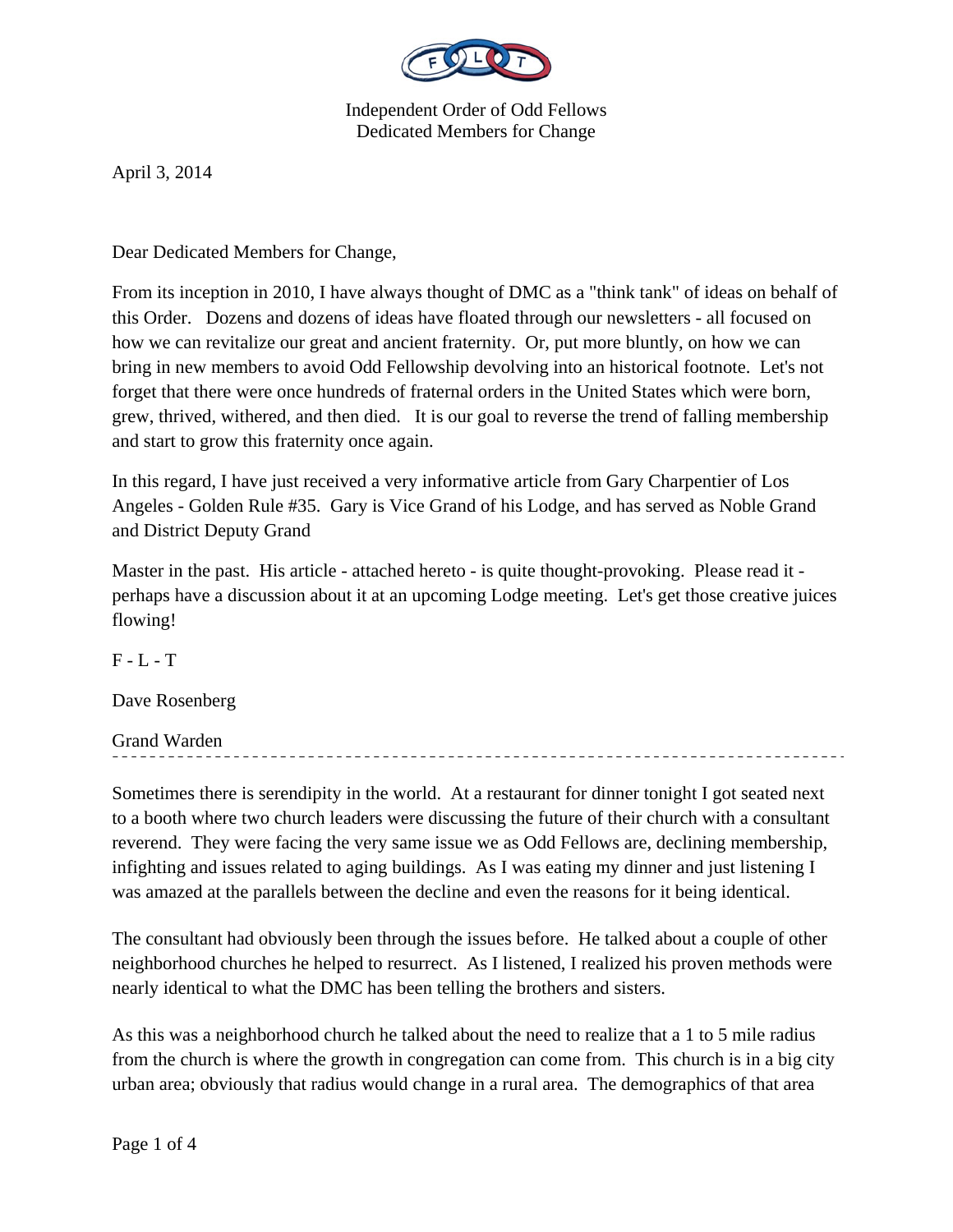Independent Order of Odd Fellows
Dedicated Members for Change

April 3, 2014

Dear Dedicated Members for Change,

From its inception in 2010, I have always thought of DMC as a "think tank" of ideas on behalf of this Order. Dozens and dozens of ideas have floated through our newsletters - all focused on how we can revitalize our great and ancient fraternity. Or, put more bluntly, on how we can bring in new members to avoid Odd Fellowship devolving into an historical footnote. Let's not forget that there were once hundreds of fraternal orders in the United States which were born, grew, thrived, withered, and then died. It is our goal to reverse the trend of falling membership and start to grow this fraternity once again.

In this regard, I have just received a very informative article from Gary Charpentier of Los Angeles - Golden Rule #35. Gary is Vice Grand of his Lodge, and has served as Noble Grand and District Deputy Grand

Master in the past. His article - attached hereto - is quite thought-provoking. Please read it - perhaps have a discussion about it at an upcoming Lodge meeting. Let's get those creative juices flowing!

F - L - T

Dave Rosenberg

Grand Warden

---

Sometimes there is serendipity in the world. At a restaurant for dinner tonight I got seated next to a booth where two church leaders were discussing the future of their church with a consultant reverend. They were facing the very same issue we as Odd Fellows are, declining membership, infighting and issues related to aging buildings. As I was eating my dinner and just listening I was amazed at the parallels between the decline and even the reasons for it being identical.

The consultant had obviously been through the issues before. He talked about a couple of other neighborhood churches he helped to resurrect. As I listened, I realized his proven methods were nearly identical to what the DMC has been telling the brothers and sisters.

As this was a neighborhood church he talked about the need to realize that a 1 to 5 mile radius from the church is where the growth in congregation can come from. This church is in a big city urban area; obviously that radius would change in a rural area. The demographics of that area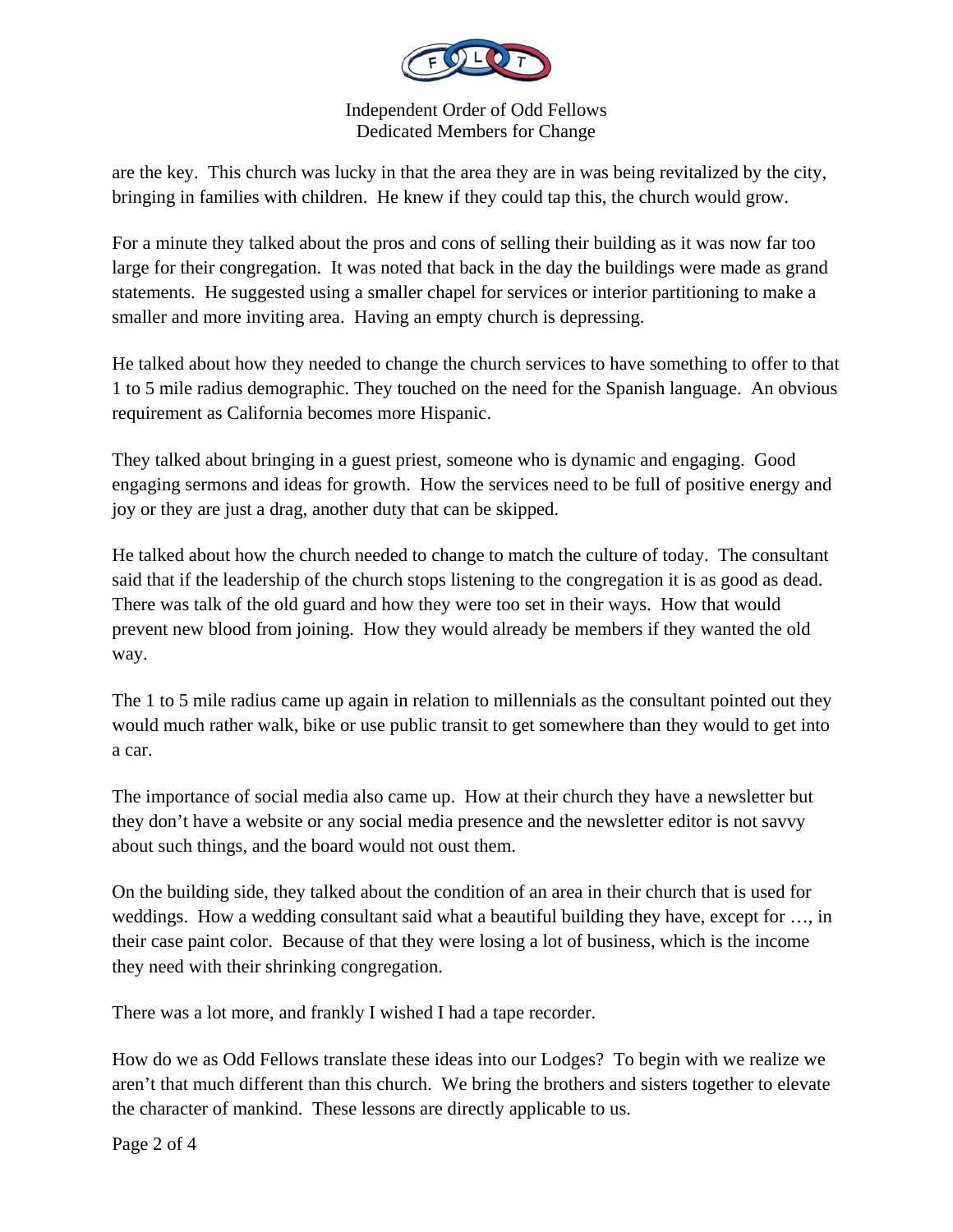are the key. This church was lucky in that the area they are in was being revitalized by the city, bringing in families with children. He knew if they could tap this, the church would grow.

For a minute they talked about the pros and cons of selling their building as it was now far too large for their congregation. It was noted that back in the day the buildings were made as grand statements. He suggested using a smaller chapel for services or interior partitioning to make a smaller and more inviting area. Having an empty church is depressing.

He talked about how they needed to change the church services to have something to offer to that 1 to 5 mile radius demographic. They touched on the need for the Spanish language. An obvious requirement as California becomes more Hispanic.

They talked about bringing in a guest priest, someone who is dynamic and engaging. Good engaging sermons and ideas for growth. How the services need to be full of positive energy and joy or they are just a drag, another duty that can be skipped.

He talked about how the church needed to change to match the culture of today. The consultant said that if the leadership of the church stops listening to the congregation it is as good as dead. There was talk of the old guard and how they were too set in their ways. How that would prevent new blood from joining. How they would already be members if they wanted the old way.

The 1 to 5 mile radius came up again in relation to millennials as the consultant pointed out they would much rather walk, bike or use public transit to get somewhere than they would to get into a car.

The importance of social media also came up. How at their church they have a newsletter but they don't have a website or any social media presence and the newsletter editor is not savvy about such things, and the board would not oust them.

On the building side, they talked about the condition of an area in their church that is used for weddings. How a wedding consultant said what a beautiful building they have, except for …, in their case paint color. Because of that they were losing a lot of business, which is the income they need with their shrinking congregation.

There was a lot more, and frankly I wished I had a tape recorder.

How do we as Odd Fellows translate these ideas into our Lodges? To begin with we realize we aren't that much different than this church. We bring the brothers and sisters together to elevate the character of mankind. These lessons are directly applicable to us.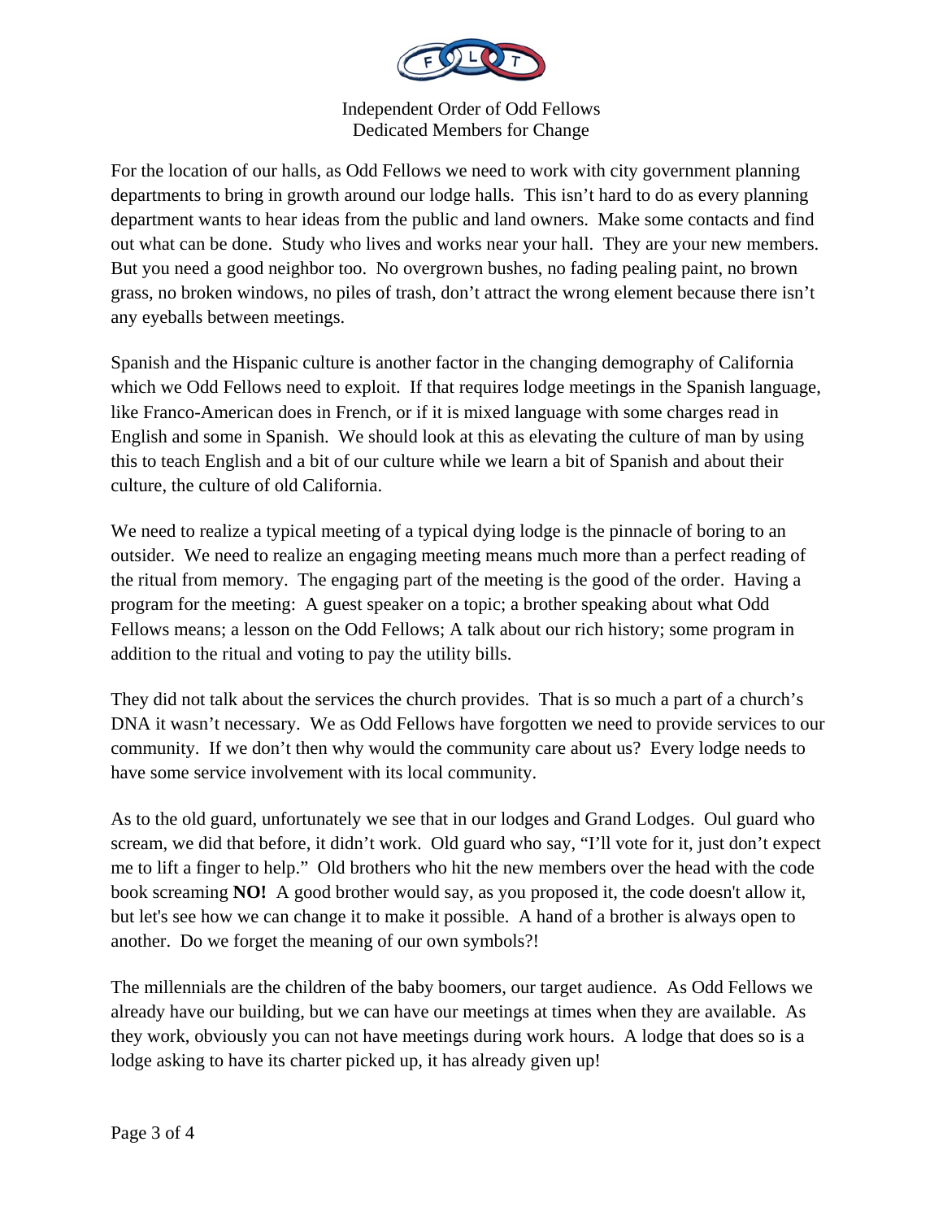Independent Order of Odd Fellows
Dedicated Members for Change

For the location of our halls, as Odd Fellows we need to work with city government planning departments to bring in growth around our lodge halls. This isn't hard to do as every planning department wants to hear ideas from the public and land owners. Make some contacts and find out what can be done. Study who lives and works near your hall. They are your new members. But you need a good neighbor too. No overgrown bushes, no fading pealing paint, no brown grass, no broken windows, no piles of trash, don't attract the wrong element because there isn't any eyeballs between meetings.

Spanish and the Hispanic culture is another factor in the changing demography of California which we Odd Fellows need to exploit. If that requires lodge meetings in the Spanish language, like Franco-American does in French, or if it is mixed language with some charges read in English and some in Spanish. We should look at this as elevating the culture of man by using this to teach English and a bit of our culture while we learn a bit of Spanish and about their culture, the culture of old California.

We need to realize a typical meeting of a typical dying lodge is the pinnacle of boring to an outsider. We need to realize an engaging meeting means much more than a perfect reading of the ritual from memory. The engaging part of the meeting is the good of the order. Having a program for the meeting: A guest speaker on a topic; a brother speaking about what Odd Fellows means; a lesson on the Odd Fellows; A talk about our rich history; some program in addition to the ritual and voting to pay the utility bills.

They did not talk about the services the church provides. That is so much a part of a church's DNA it wasn't necessary. We as Odd Fellows have forgotten we need to provide services to our community. If we don't then why would the community care about us? Every lodge needs to have some service involvement with its local community.

As to the old guard, unfortunately we see that in our lodges and Grand Lodges. Oul guard who scream, we did that before, it didn't work. Old guard who say, "I'll vote for it, just don't expect me to lift a finger to help." Old brothers who hit the new members over the head with the code book screaming **NO!** A good brother would say, as you proposed it, the code doesn't allow it, but let's see how we can change it to make it possible. A hand of a brother is always open to another. Do we forget the meaning of our own symbols?!

The millennials are the children of the baby boomers, our target audience. As Odd Fellows we already have our building, but we can have our meetings at times when they are available. As they work, obviously you can not have meetings during work hours. A lodge that does so is a lodge asking to have its charter picked up, it has already given up!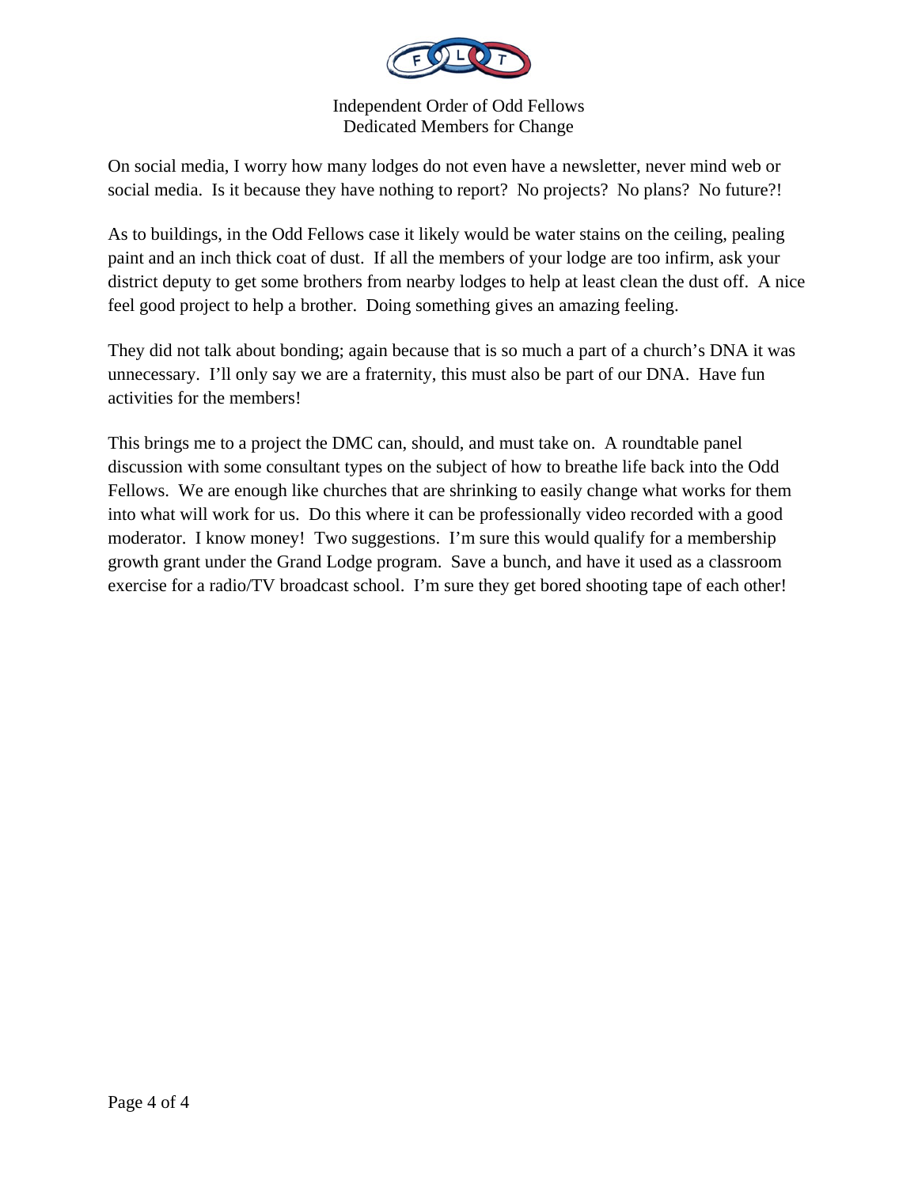On social media, I worry how many lodges do not even have a newsletter, never mind web or social media. Is it because they have nothing to report? No projects? No plans? No future?!

As to buildings, in the Odd Fellows case it likely would be water stains on the ceiling, pealing paint and an inch thick coat of dust. If all the members of your lodge are too infirm, ask your district deputy to get some brothers from nearby lodges to help at least clean the dust off. A nice feel good project to help a brother. Doing something gives an amazing feeling.

They did not talk about bonding; again because that is so much a part of a church's DNA it was unnecessary. I'll only say we are a fraternity, this must also be part of our DNA. Have fun activities for the members!

This brings me to a project the DMC can, should, and must take on. A roundtable panel discussion with some consultant types on the subject of how to breathe life back into the Odd Fellows. We are enough like churches that are shrinking to easily change what works for them into what will work for us. Do this where it can be professionally video recorded with a good moderator. I know money! Two suggestions. I'm sure this would qualify for a membership growth grant under the Grand Lodge program. Save a bunch, and have it used as a classroom exercise for a radio/TV broadcast school. I'm sure they get bored shooting tape of each other!